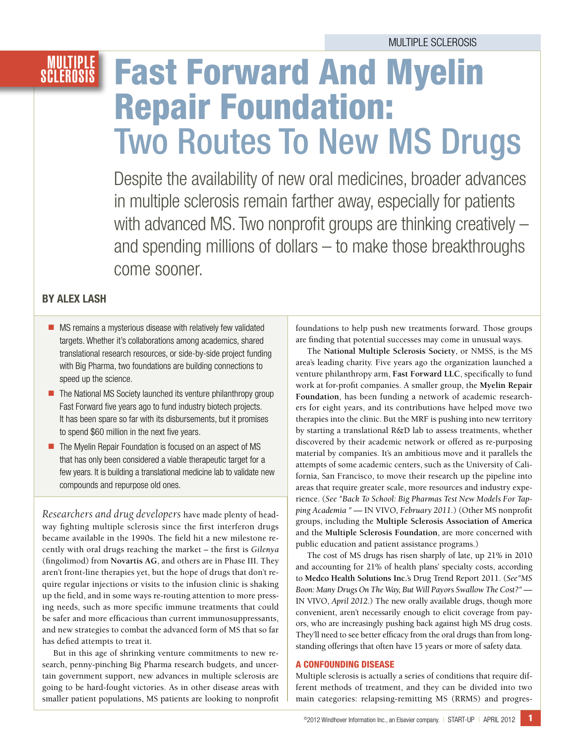# Fast Forward And Myelin Repair Foundation: Two Routes To New MS Drugs

Despite the availability of new oral medicines, broader advances in multiple sclerosis remain farther away, especially for patients with advanced MS. Two nonprofit groups are thinking creatively – and spending millions of dollars – to make those breakthroughs come sooner.

**BY ALEX LASH**

- MS remains a mysterious disease with relatively few validated targets. Whether it's collaborations among academics, shared translational research resources, or side-by-side project funding with Big Pharma, two foundations are building connections to speed up the science.
- The National MS Society launched its venture philanthropy group Fast Forward five years ago to fund industry biotech projects. It has been spare so far with its disbursements, but it promises to spend $60 million in the next five years.
- The Myelin Repair Foundation is focused on an aspect of MS that has only been considered a viable therapeutic target for a few years. It is building a translational medicine lab to validate new compounds and repurpose old ones.

*Researchers and drug developers* have made plenty of headway fighting multiple sclerosis since the first interferon drugs became available in the 1990s. The field hit a new milestone recently with oral drugs reaching the market – the first is *Gilenya* (fingolimod) from **Novartis AG**, and others are in Phase III. They aren't front-line therapies yet, but the hope of drugs that don't require regular injections or visits to the infusion clinic is shaking up the field, and in some ways re-routing attention to more pressing needs, such as more specific immune treatments that could be safer and more efficacious than current immunosuppressants, and new strategies to combat the advanced form of MS that so far has defied attempts to treat it.

But in this age of shrinking venture commitments to new research, penny-pinching Big Pharma research budgets, and uncertain government support, new advances in multiple sclerosis are going to be hard-fought victories. As in other disease areas with smaller patient populations, MS patients are looking to nonprofit foundations to help push new treatments forward. Those groups are finding that potential successes may come in unusual ways.

The **National Multiple Sclerosis Society**, or NMSS, is the MS area's leading charity. Five years ago the organization launched a venture philanthropy arm, **Fast Forward LLC**, specifically to fund work at for-profit companies. A smaller group, the **Myelin Repair Foundation**, has been funding a network of academic researchers for eight years, and its contributions have helped move two therapies into the clinic. But the MRF is pushing into new territory by starting a translational R&D lab to assess treatments, whether discovered by their academic network or offered as re-purposing material by companies. It's an ambitious move and it parallels the attempts of some academic centers, such as the University of California, San Francisco, to move their research up the pipeline into areas that require greater scale, more resources and industry experience. (*See "Back To School: Big Pharmas Test New Models For Tapping Academia"* — IN VIVO, *February 2011*.) (Other MS nonprofit groups, including the **Multiple Sclerosis Association of America** and the **Multiple Sclerosis Foundation**, are more concerned with public education and patient assistance programs.)

The cost of MS drugs has risen sharply of late, up 21% in 2010 and accounting for 21% of health plans' specialty costs, according to **Medco Health Solutions Inc.**'s Drug Trend Report 2011. (*See "MS Boon: Many Drugs On The Way, But Will Payors Swallow The Cost?"* — IN VIVO, *April 2012*.) The new orally available drugs, though more convenient, aren't necessarily enough to elicit coverage from payors, who are increasingly pushing back against high MS drug costs. They'll need to see better efficacy from the oral drugs than from longstanding offerings that often have 15 years or more of safety data.

## A CONFOUNDING DISEASE

Multiple sclerosis is actually a series of conditions that require different methods of treatment, and they can be divided into two main categories: relapsing-remitting MS (RRMS) and progres-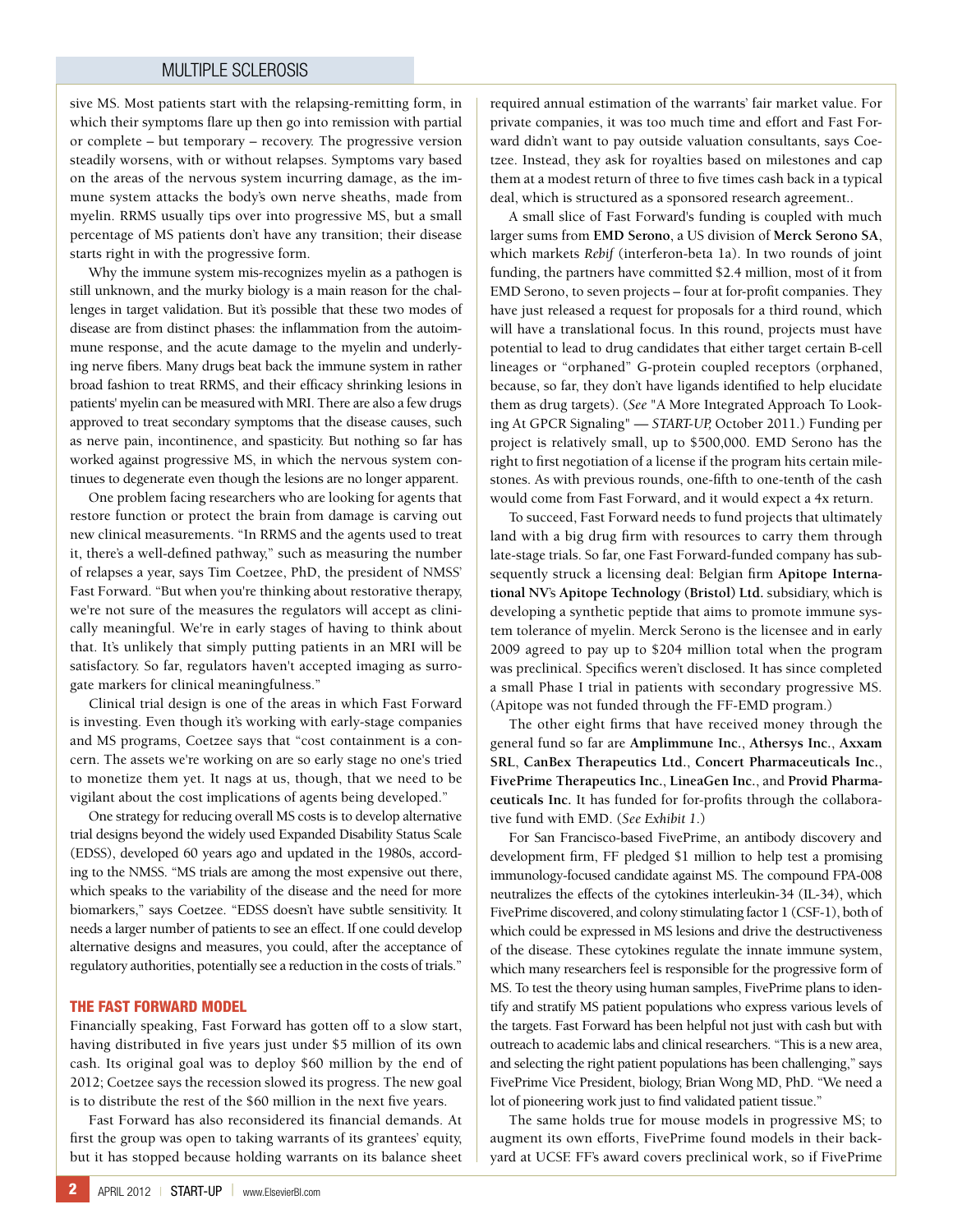sive MS. Most patients start with the relapsing-remitting form, in which their symptoms flare up then go into remission with partial or complete – but temporary – recovery. The progressive version steadily worsens, with or without relapses. Symptoms vary based on the areas of the nervous system incurring damage, as the immune system attacks the body's own nerve sheaths, made from myelin. RRMS usually tips over into progressive MS, but a small percentage of MS patients don't have any transition; their disease starts right in with the progressive form.

Why the immune system mis-recognizes myelin as a pathogen is still unknown, and the murky biology is a main reason for the challenges in target validation. But it's possible that these two modes of disease are from distinct phases: the inflammation from the autoimmune response, and the acute damage to the myelin and underlying nerve fibers. Many drugs beat back the immune system in rather broad fashion to treat RRMS, and their efficacy shrinking lesions in patients' myelin can be measured with MRI. There are also a few drugs approved to treat secondary symptoms that the disease causes, such as nerve pain, incontinence, and spasticity. But nothing so far has worked against progressive MS, in which the nervous system continues to degenerate even though the lesions are no longer apparent.

One problem facing researchers who are looking for agents that restore function or protect the brain from damage is carving out new clinical measurements. "In RRMS and the agents used to treat it, there's a well-defined pathway," such as measuring the number of relapses a year, says Tim Coetzee, PhD, the president of NMSS' Fast Forward. "But when you're thinking about restorative therapy, we're not sure of the measures the regulators will accept as clinically meaningful. We're in early stages of having to think about that. It's unlikely that simply putting patients in an MRI will be satisfactory. So far, regulators haven't accepted imaging as surrogate markers for clinical meaningfulness."

Clinical trial design is one of the areas in which Fast Forward is investing. Even though it's working with early-stage companies and MS programs, Coetzee says that "cost containment is a concern. The assets we're working on are so early stage no one's tried to monetize them yet. It nags at us, though, that we need to be vigilant about the cost implications of agents being developed."

One strategy for reducing overall MS costs is to develop alternative trial designs beyond the widely used Expanded Disability Status Scale (EDSS), developed 60 years ago and updated in the 1980s, according to the NMSS. "MS trials are among the most expensive out there, which speaks to the variability of the disease and the need for more biomarkers," says Coetzee. "EDSS doesn't have subtle sensitivity. It needs a larger number of patients to see an effect. If one could develop alternative designs and measures, you could, after the acceptance of regulatory authorities, potentially see a reduction in the costs of trials."

## THE FAST FORWARD MODEL

Financially speaking, Fast Forward has gotten off to a slow start, having distributed in five years just under $5 million of its own cash. Its original goal was to deploy $60 million by the end of 2012; Coetzee says the recession slowed its progress. The new goal is to distribute the rest of the $60 million in the next five years.

Fast Forward has also reconsidered its financial demands. At first the group was open to taking warrants of its grantees' equity, but it has stopped because holding warrants on its balance sheet required annual estimation of the warrants' fair market value. For private companies, it was too much time and effort and Fast Forward didn't want to pay outside valuation consultants, says Coetzee. Instead, they ask for royalties based on milestones and cap them at a modest return of three to five times cash back in a typical deal, which is structured as a sponsored research agreement..

A small slice of Fast Forward's funding is coupled with much larger sums from **EMD Serono**, a US division of **Merck Serono SA**, which markets *Rebif* (interferon-beta 1a). In two rounds of joint funding, the partners have committed $2.4 million, most of it from EMD Serono, to seven projects – four at for-profit companies. They have just released a request for proposals for a third round, which will have a translational focus. In this round, projects must have potential to lead to drug candidates that either target certain B-cell lineages or "orphaned" G-protein coupled receptors (orphaned, because, so far, they don't have ligands identified to help elucidate them as drug targets). (*See* "A More Integrated Approach To Looking At GPCR Signaling" — *START-UP,* October 2011.) Funding per project is relatively small, up to $500,000. EMD Serono has the right to first negotiation of a license if the program hits certain milestones. As with previous rounds, one-fifth to one-tenth of the cash would come from Fast Forward, and it would expect a 4x return.

To succeed, Fast Forward needs to fund projects that ultimately land with a big drug firm with resources to carry them through late-stage trials. So far, one Fast Forward-funded company has subsequently struck a licensing deal: Belgian firm **Apitope International NV**'s **Apitope Technology (Bristol) Ltd.** subsidiary, which is developing a synthetic peptide that aims to promote immune system tolerance of myelin. Merck Serono is the licensee and in early 2009 agreed to pay up to $204 million total when the program was preclinical. Specifics weren't disclosed. It has since completed a small Phase I trial in patients with secondary progressive MS. (Apitope was not funded through the FF-EMD program.)

The other eight firms that have received money through the general fund so far are **Amplimmune Inc.**, **Athersys Inc.**, **Axxam SRL**, **CanBex Therapeutics Ltd.**, **Concert Pharmaceuticals Inc.**, **FivePrime Therapeutics Inc.**, **LineaGen Inc.**, and **Provid Pharmaceuticals Inc.** It has funded for for-profits through the collaborative fund with EMD. (*See Exhibit 1.*)

For San Francisco-based FivePrime, an antibody discovery and development firm, FF pledged $1 million to help test a promising immunology-focused candidate against MS. The compound FPA-008 neutralizes the effects of the cytokines interleukin-34 (IL-34), which FivePrime discovered, and colony stimulating factor 1 (CSF-1), both of which could be expressed in MS lesions and drive the destructiveness of the disease. These cytokines regulate the innate immune system, which many researchers feel is responsible for the progressive form of MS. To test the theory using human samples, FivePrime plans to identify and stratify MS patient populations who express various levels of the targets. Fast Forward has been helpful not just with cash but with outreach to academic labs and clinical researchers. "This is a new area, and selecting the right patient populations has been challenging," says FivePrime Vice President, biology, Brian Wong MD, PhD. "We need a lot of pioneering work just to find validated patient tissue."

The same holds true for mouse models in progressive MS; to augment its own efforts, FivePrime found models in their backyard at UCSF. FF's award covers preclinical work, so if FivePrime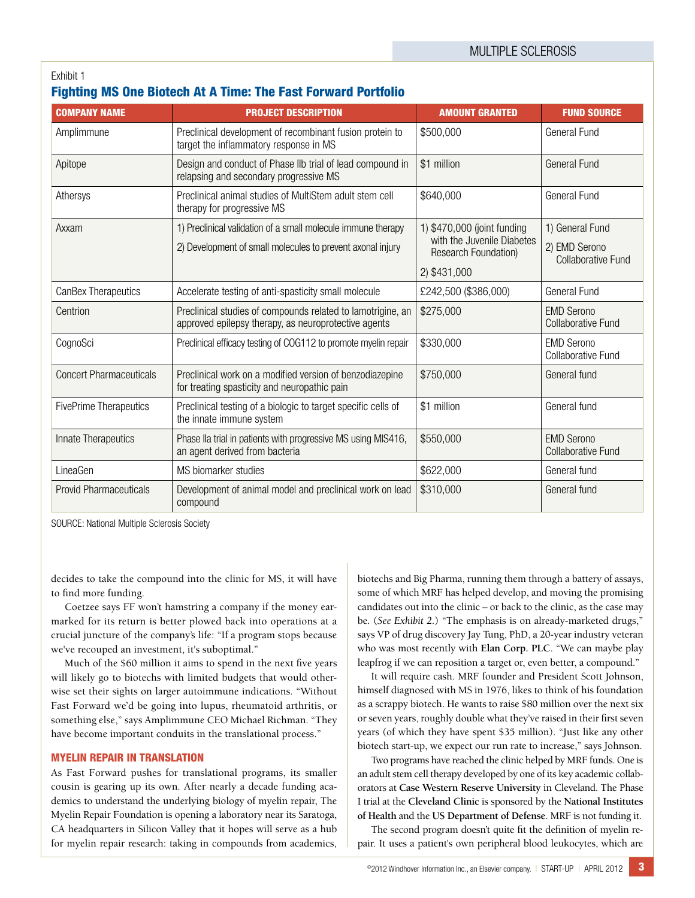Exhibit 1

## Fighting MS One Biotech At A Time: The Fast Forward Portfolio

| COMPANY NAME | PROJECT DESCRIPTION | AMOUNT GRANTED | FUND SOURCE |
|---|---|---|---|
| Amplimmune | Preclinical development of recombinant fusion protein to target the inflammatory response in MS | $500,000 | General Fund |
| Apitope | Design and conduct of Phase IIb trial of lead compound in relapsing and secondary progressive MS | $1 million | General Fund |
| Athersys | Preclinical animal studies of MultiStem adult stem cell therapy for progressive MS | $640,000 | General Fund |
| Axxam | 1) Preclinical validation of a small molecule immune therapy<br>2) Development of small molecules to prevent axonal injury | 1) $470,000 (joint funding with the Juvenile Diabetes Research Foundation)<br>2) $431,000 | 1) General Fund<br>2) EMD Serono Collaborative Fund |
| CanBex Therapeutics | Accelerate testing of anti-spasticity small molecule | £242,500 ($386,000) | General Fund |
| Centrion | Preclinical studies of compounds related to lamotrigine, an approved epilepsy therapy, as neuroprotective agents | $275,000 | EMD Serono Collaborative Fund |
| CognoSci | Preclinical efficacy testing of COG112 to promote myelin repair | $330,000 | EMD Serono Collaborative Fund |
| Concert Pharmaceuticals | Preclinical work on a modified version of benzodiazepine for treating spasticity and neuropathic pain | $750,000 | General fund |
| FivePrime Therapeutics | Preclinical testing of a biologic to target specific cells of the innate immune system | $1 million | General fund |
| Innate Therapeutics | Phase IIa trial in patients with progressive MS using MIS416, an agent derived from bacteria | $550,000 | EMD Serono Collaborative Fund |
| LineaGen | MS biomarker studies | $622,000 | General fund |
| Provid Pharmaceuticals | Development of animal model and preclinical work on lead compound | $310,000 | General fund |

SOURCE: National Multiple Sclerosis Society

decides to take the compound into the clinic for MS, it will have to find more funding.

Coetzee says FF won't hamstring a company if the money earmarked for its return is better plowed back into operations at a crucial juncture of the company's life: "If a program stops because we've recouped an investment, it's suboptimal."

Much of the $60 million it aims to spend in the next five years will likely go to biotechs with limited budgets that would otherwise set their sights on larger autoimmune indications. "Without Fast Forward we'd be going into lupus, rheumatoid arthritis, or something else," says Amplimmune CEO Michael Richman. "They have become important conduits in the translational process."

### MYELIN REPAIR IN TRANSLATION

As Fast Forward pushes for translational programs, its smaller cousin is gearing up its own. After nearly a decade funding academics to understand the underlying biology of myelin repair, The Myelin Repair Foundation is opening a laboratory near its Saratoga, CA headquarters in Silicon Valley that it hopes will serve as a hub for myelin repair research: taking in compounds from academics, biotechs and Big Pharma, running them through a battery of assays, some of which MRF has helped develop, and moving the promising candidates out into the clinic – or back to the clinic, as the case may be. (*See Exhibit 2.*) "The emphasis is on already-marketed drugs," says VP of drug discovery Jay Tung, PhD, a 20-year industry veteran who was most recently with **Elan Corp. PLC**. "We can maybe play leapfrog if we can reposition a target or, even better, a compound."

It will require cash. MRF founder and President Scott Johnson, himself diagnosed with MS in 1976, likes to think of his foundation as a scrappy biotech. He wants to raise $80 million over the next six or seven years, roughly double what they've raised in their first seven years (of which they have spent $35 million). "Just like any other biotech start-up, we expect our run rate to increase," says Johnson.

Two programs have reached the clinic helped by MRF funds. One is an adult stem cell therapy developed by one of its key academic collaborators at **Case Western Reserve University** in Cleveland. The Phase I trial at the **Cleveland Clinic** is sponsored by the **National Institutes of Health** and the **US Department of Defense**. MRF is not funding it.

The second program doesn't quite fit the definition of myelin repair. It uses a patient's own peripheral blood leukocytes, which are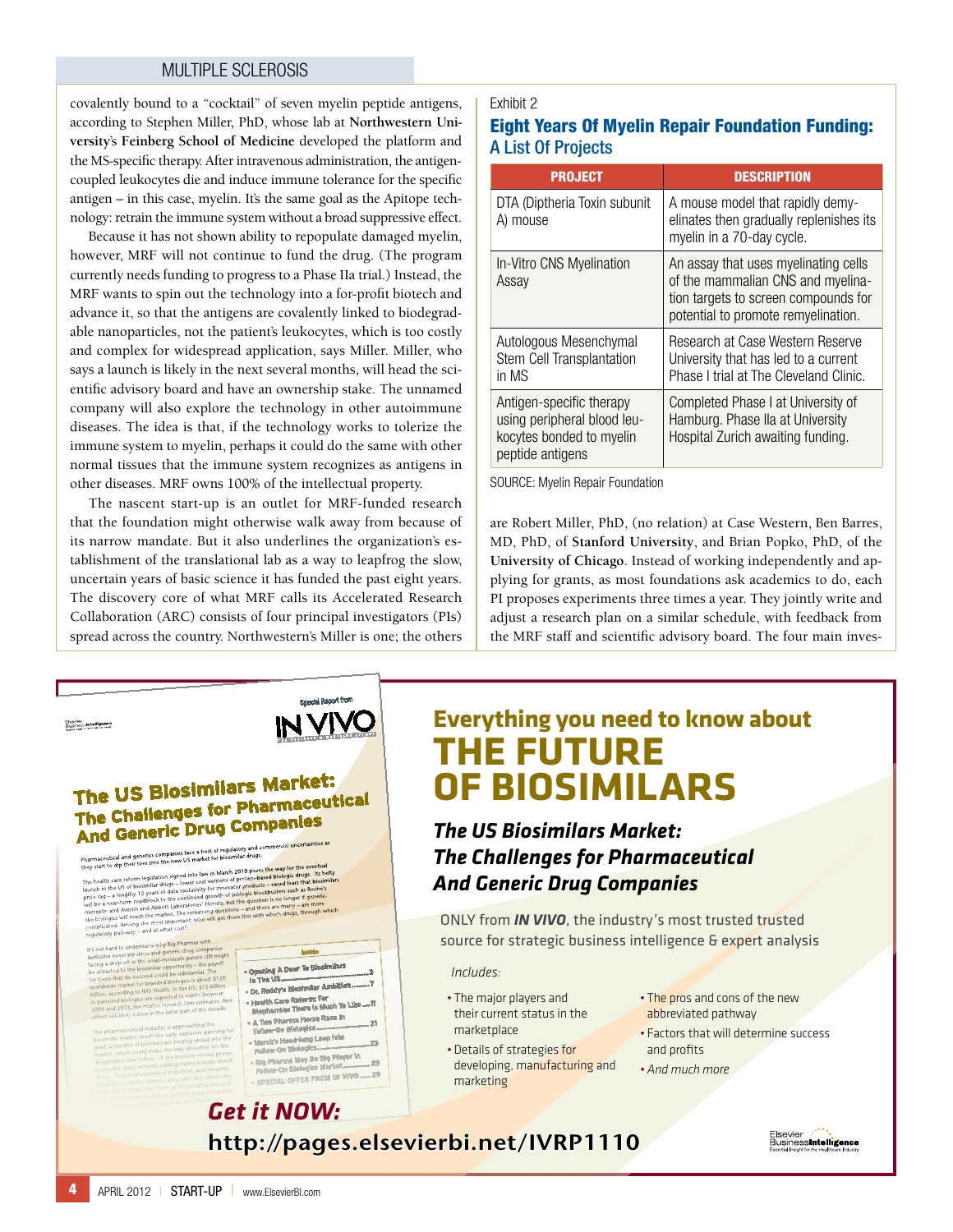covalently bound to a "cocktail" of seven myelin peptide antigens, according to Stephen Miller, PhD, whose lab at **Northwestern University's Feinberg School of Medicine** developed the platform and the MS-specific therapy. After intravenous administration, the antigen-coupled leukocytes die and induce immune tolerance for the specific antigen – in this case, myelin. It's the same goal as the Apitope technology: retrain the immune system without a broad suppressive effect.

Because it has not shown ability to repopulate damaged myelin, however, MRF will not continue to fund the drug. (The program currently needs funding to progress to a Phase IIa trial.) Instead, the MRF wants to spin out the technology into a for-profit biotech and advance it, so that the antigens are covalently linked to biodegradable nanoparticles, not the patient's leukocytes, which is too costly and complex for widespread application, says Miller. Miller, who says a launch is likely in the next several months, will head the scientific advisory board and have an ownership stake. The unnamed company will also explore the technology in other autoimmune diseases. The idea is that, if the technology works to tolerize the immune system to myelin, perhaps it could do the same with other normal tissues that the immune system recognizes as antigens in other diseases. MRF owns 100% of the intellectual property.

The nascent start-up is an outlet for MRF-funded research that the foundation might otherwise walk away from because of its narrow mandate. But it also underlines the organization's establishment of the translational lab as a way to leapfrog the slow, uncertain years of basic science it has funded the past eight years. The discovery core of what MRF calls its Accelerated Research Collaboration (ARC) consists of four principal investigators (PIs) spread across the country. Northwestern's Miller is one; the others are Robert Miller, PhD, (no relation) at Case Western, Ben Barres, MD, PhD, of **Stanford University**, and Brian Popko, PhD, of the **University of Chicago**. Instead of working independently and applying for grants, as most foundations ask academics to do, each PI proposes experiments three times a year. They jointly write and adjust a research plan on a similar schedule, with feedback from the MRF staff and scientific advisory board. The four main inves-

Exhibit 2

## Eight Years Of Myelin Repair Foundation Funding: A List Of Projects

| PROJECT | DESCRIPTION |
|---|---|
| DTA (Diptheria Toxin subunit A) mouse | A mouse model that rapidly demyelinates then gradually replenishes its myelin in a 70-day cycle. |
| In-Vitro CNS Myelination Assay | An assay that uses myelinating cells of the mammalian CNS and myelination targets to screen compounds for potential to promote remyelination. |
| Autologous Mesenchymal Stem Cell Transplantation in MS | Research at Case Western Reserve University that has led to a current Phase I trial at The Cleveland Clinic. |
| Antigen-specific therapy using peripheral blood leukocytes bonded to myelin peptide antigens | Completed Phase I at University of Hamburg. Phase IIa at University Hospital Zurich awaiting funding. |

SOURCE: Myelin Repair Foundation

---

## Everything you need to know about THE FUTURE OF BIOSIMILARS

### *The US Biosimilars Market: The Challenges for Pharmaceutical And Generic Drug Companies*

ONLY from ***IN VIVO***, the industry's most trusted trusted source for strategic business intelligence & expert analysis

*Includes:*

- The major players and their current status in the marketplace
- Details of strategies for developing, manufacturing and marketing
- The pros and cons of the new abbreviated pathway
- Factors that will determine success and profits
- *And much more*

***Get it NOW:***

**http://pages.elsevierbi.net/IVRP1110**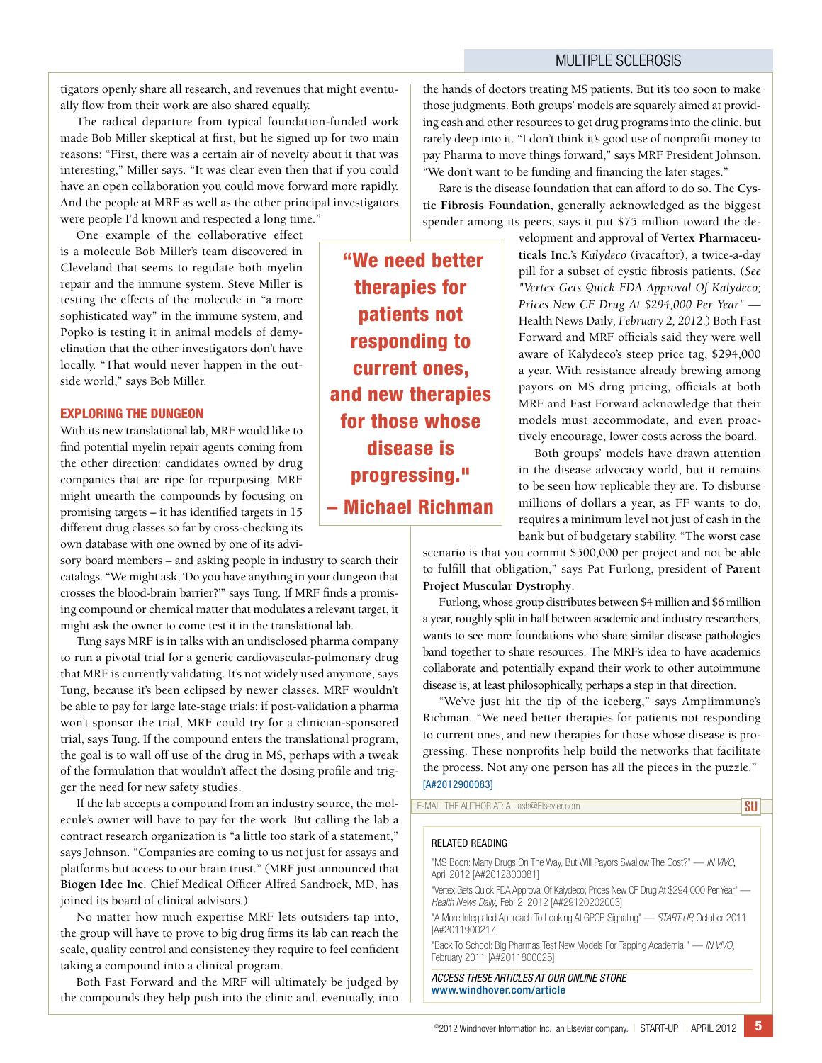tigators openly share all research, and revenues that might eventually flow from their work are also shared equally.

The radical departure from typical foundation-funded work made Bob Miller skeptical at first, but he signed up for two main reasons: "First, there was a certain air of novelty about it that was interesting," Miller says. "It was clear even then that if you could have an open collaboration you could move forward more rapidly. And the people at MRF as well as the other principal investigators were people I'd known and respected a long time."

One example of the collaborative effect is a molecule Bob Miller's team discovered in Cleveland that seems to regulate both myelin repair and the immune system. Steve Miller is testing the effects of the molecule in "a more sophisticated way" in the immune system, and Popko is testing it in animal models of demyelination that the other investigators don't have locally. "That would never happen in the outside world," says Bob Miller.

> **"We need better therapies for patients not responding to current ones, and new therapies for those whose disease is progressing." – Michael Richman**

### EXPLORING THE DUNGEON

With its new translational lab, MRF would like to find potential myelin repair agents coming from the other direction: candidates owned by drug companies that are ripe for repurposing. MRF might unearth the compounds by focusing on promising targets – it has identified targets in 15 different drug classes so far by cross-checking its own database with one owned by one of its advisory board members – and asking people in industry to search their catalogs. "We might ask, 'Do you have anything in your dungeon that crosses the blood-brain barrier?'" says Tung. If MRF finds a promising compound or chemical matter that modulates a relevant target, it might ask the owner to come test it in the translational lab.

Tung says MRF is in talks with an undisclosed pharma company to run a pivotal trial for a generic cardiovascular-pulmonary drug that MRF is currently validating. It's not widely used anymore, says Tung, because it's been eclipsed by newer classes. MRF wouldn't be able to pay for large late-stage trials; if post-validation a pharma won't sponsor the trial, MRF could try for a clinician-sponsored trial, says Tung. If the compound enters the translational program, the goal is to wall off use of the drug in MS, perhaps with a tweak of the formulation that wouldn't affect the dosing profile and trigger the need for new safety studies.

If the lab accepts a compound from an industry source, the molecule's owner will have to pay for the work. But calling the lab a contract research organization is "a little too stark of a statement," says Johnson. "Companies are coming to us not just for assays and platforms but access to our brain trust." (MRF just announced that **Biogen Idec Inc.** Chief Medical Officer Alfred Sandrock, MD, has joined its board of clinical advisors.)

No matter how much expertise MRF lets outsiders tap into, the group will have to prove to big drug firms its lab can reach the scale, quality control and consistency they require to feel confident taking a compound into a clinical program.

Both Fast Forward and the MRF will ultimately be judged by the compounds they help push into the clinic and, eventually, into the hands of doctors treating MS patients. But it's too soon to make those judgments. Both groups' models are squarely aimed at providing cash and other resources to get drug programs into the clinic, but rarely deep into it. "I don't think it's good use of nonprofit money to pay Pharma to move things forward," says MRF President Johnson. "We don't want to be funding and financing the later stages."

Rare is the disease foundation that can afford to do so. The **Cystic Fibrosis Foundation**, generally acknowledged as the biggest spender among its peers, says it put $75 million toward the development and approval of **Vertex Pharmaceuticals Inc.**'s *Kalydeco* (ivacaftor), a twice-a-day pill for a subset of cystic fibrosis patients. (*See "Vertex Gets Quick FDA Approval Of Kalydeco; Prices New CF Drug At $294,000 Per Year"* — Health News Daily, *February 2, 2012*.) Both Fast Forward and MRF officials said they were well aware of Kalydeco's steep price tag, $294,000 a year. With resistance already brewing among payors on MS drug pricing, officials at both MRF and Fast Forward acknowledge that their models must accommodate, and even proactively encourage, lower costs across the board.

Both groups' models have drawn attention in the disease advocacy world, but it remains to be seen how replicable they are. To disburse millions of dollars a year, as FF wants to do, requires a minimum level not just of cash in the bank but of budgetary stability. "The worst case scenario is that you commit $500,000 per project and not be able to fulfill that obligation," says Pat Furlong, president of **Parent Project Muscular Dystrophy**.

Furlong, whose group distributes between $4 million and $6 million a year, roughly split in half between academic and industry researchers, wants to see more foundations who share similar disease pathologies band together to share resources. The MRF's idea to have academics collaborate and potentially expand their work to other autoimmune disease is, at least philosophically, perhaps a step in that direction.

"We've just hit the tip of the iceberg," says Amplimmune's Richman. "We need better therapies for patients not responding to current ones, and new therapies for those whose disease is progressing. These nonprofits help build the networks that facilitate the process. Not any one person has all the pieces in the puzzle." [A#2012900083]

E-MAIL THE AUTHOR AT: A.Lash@Elsevier.com

#### RELATED READING

"MS Boon: Many Drugs On The Way, But Will Payors Swallow The Cost?" — *IN VIVO*, April 2012 [A#2012800081]

"Vertex Gets Quick FDA Approval Of Kalydeco; Prices New CF Drug At $294,000 Per Year" — *Health News Daily*, Feb. 2, 2012 [A#29120202003]

"A More Integrated Approach To Looking At GPCR Signaling" — *START-UP*, October 2011 [A#2011900217]

"Back To School: Big Pharmas Test New Models For Tapping Academia " — *IN VIVO*, February 2011 [A#2011800025]

*ACCESS THESE ARTICLES AT OUR ONLINE STORE*
**www.windhover.com/article**